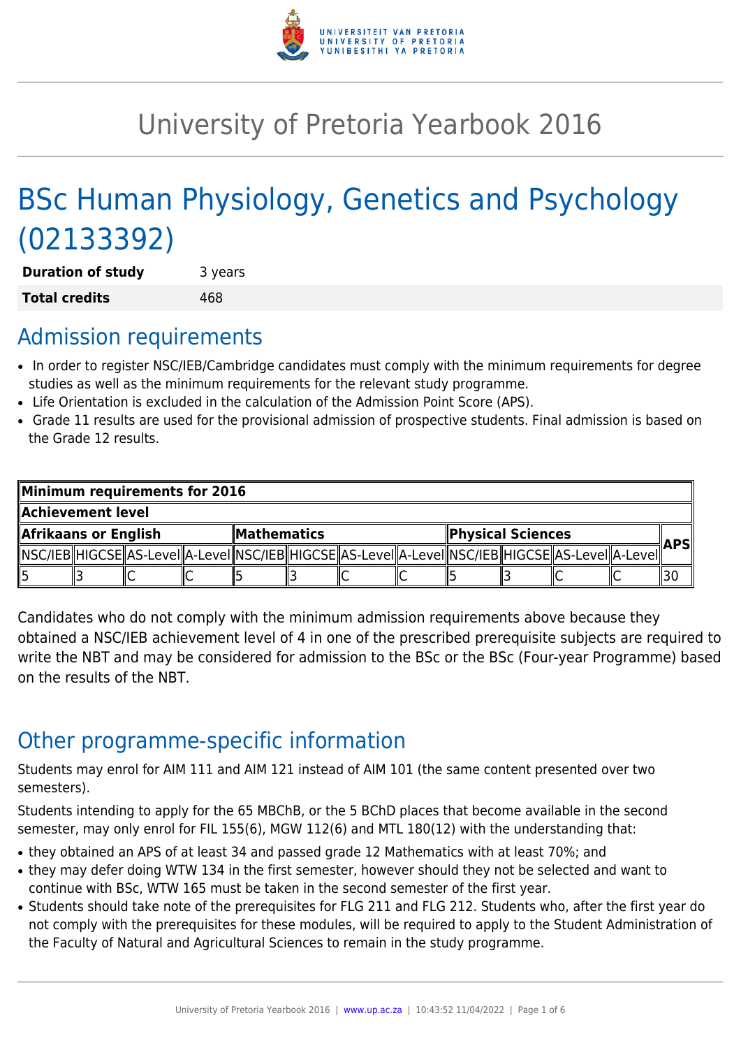# University of Pretoria Yearbook 2016

# BSc Human Physiology, Genetics and Psychology (02133392)

| | |
|---|---|
| **Duration of study** | 3 years |
| **Total credits** | 468 |

## Admission requirements

- In order to register NSC/IEB/Cambridge candidates must comply with the minimum requirements for degree studies as well as the minimum requirements for the relevant study programme.
- Life Orientation is excluded in the calculation of the Admission Point Score (APS).
- Grade 11 results are used for the provisional admission of prospective students. Final admission is based on the Grade 12 results.

| **Minimum requirements for 2016** | | | | | | | | | | | | |
|---|---|---|---|---|---|---|---|---|---|---|---|---|
| **Achievement level** | | | | | | | | | | | | |
| **Afrikaans or English** | | | | **Mathematics** | | | | **Physical Sciences** | | | | **APS** |
| NSC/IEB | HIGCSE | AS-Level | A-Level | NSC/IEB | HIGCSE | AS-Level | A-Level | NSC/IEB | HIGCSE | AS-Level | A-Level | |
| 5 | 3 | C | C | 5 | 3 | C | C | 5 | 3 | C | C | 30 |

Candidates who do not comply with the minimum admission requirements above because they obtained a NSC/IEB achievement level of 4 in one of the prescribed prerequisite subjects are required to write the NBT and may be considered for admission to the BSc or the BSc (Four-year Programme) based on the results of the NBT.

## Other programme-specific information

Students may enrol for AIM 111 and AIM 121 instead of AIM 101 (the same content presented over two semesters).

Students intending to apply for the 65 MBChB, or the 5 BChD places that become available in the second semester, may only enrol for FIL 155(6), MGW 112(6) and MTL 180(12) with the understanding that:

- they obtained an APS of at least 34 and passed grade 12 Mathematics with at least 70%; and
- they may defer doing WTW 134 in the first semester, however should they not be selected and want to continue with BSc, WTW 165 must be taken in the second semester of the first year.
- Students should take note of the prerequisites for FLG 211 and FLG 212. Students who, after the first year do not comply with the prerequisites for these modules, will be required to apply to the Student Administration of the Faculty of Natural and Agricultural Sciences to remain in the study programme.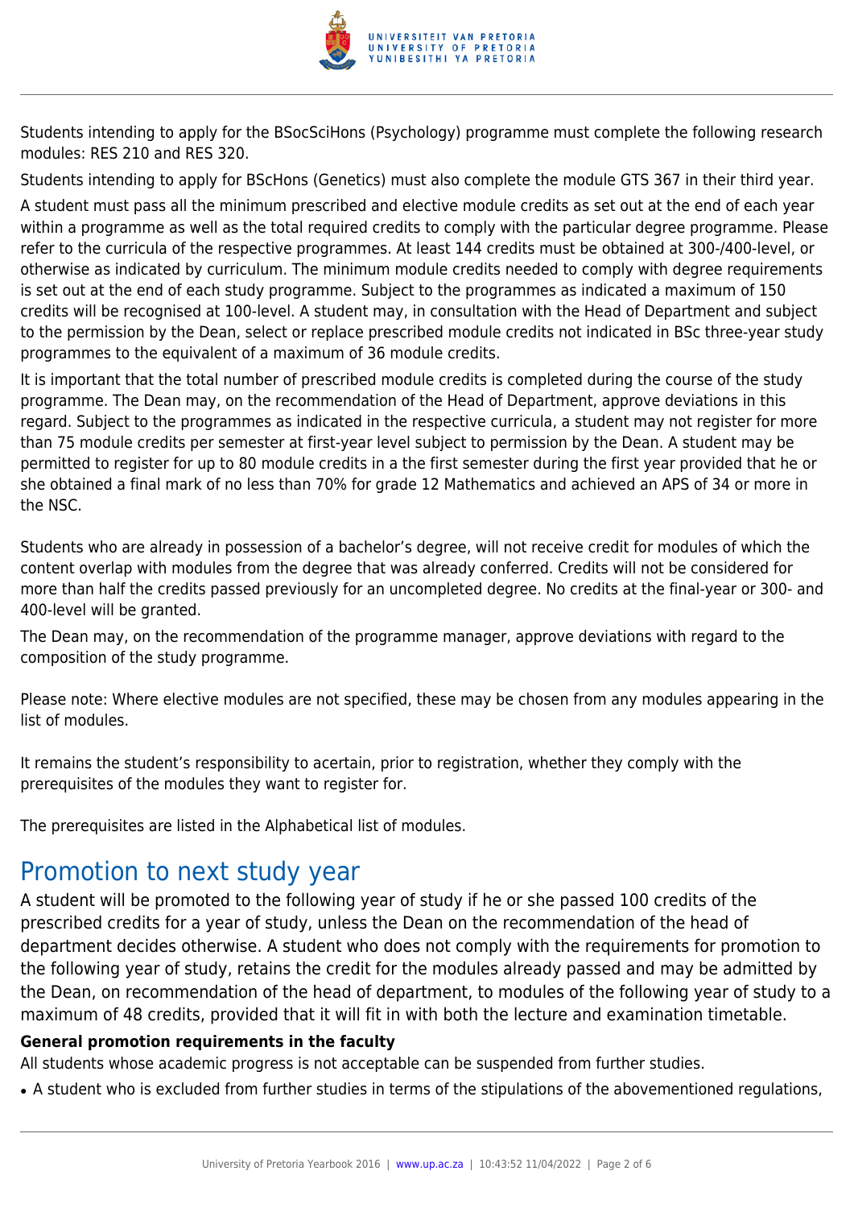Students intending to apply for the BSocSciHons (Psychology) programme must complete the following research modules: RES 210 and RES 320.

Students intending to apply for BScHons (Genetics) must also complete the module GTS 367 in their third year.

A student must pass all the minimum prescribed and elective module credits as set out at the end of each year within a programme as well as the total required credits to comply with the particular degree programme. Please refer to the curricula of the respective programmes. At least 144 credits must be obtained at 300-/400-level, or otherwise as indicated by curriculum. The minimum module credits needed to comply with degree requirements is set out at the end of each study programme. Subject to the programmes as indicated a maximum of 150 credits will be recognised at 100-level. A student may, in consultation with the Head of Department and subject to the permission by the Dean, select or replace prescribed module credits not indicated in BSc three-year study programmes to the equivalent of a maximum of 36 module credits.

It is important that the total number of prescribed module credits is completed during the course of the study programme. The Dean may, on the recommendation of the Head of Department, approve deviations in this regard. Subject to the programmes as indicated in the respective curricula, a student may not register for more than 75 module credits per semester at first-year level subject to permission by the Dean. A student may be permitted to register for up to 80 module credits in a the first semester during the first year provided that he or she obtained a final mark of no less than 70% for grade 12 Mathematics and achieved an APS of 34 or more in the NSC.

Students who are already in possession of a bachelor's degree, will not receive credit for modules of which the content overlap with modules from the degree that was already conferred. Credits will not be considered for more than half the credits passed previously for an uncompleted degree. No credits at the final-year or 300- and 400-level will be granted.

The Dean may, on the recommendation of the programme manager, approve deviations with regard to the composition of the study programme.

Please note: Where elective modules are not specified, these may be chosen from any modules appearing in the list of modules.

It remains the student's responsibility to acertain, prior to registration, whether they comply with the prerequisites of the modules they want to register for.

The prerequisites are listed in the Alphabetical list of modules.

# Promotion to next study year

A student will be promoted to the following year of study if he or she passed 100 credits of the prescribed credits for a year of study, unless the Dean on the recommendation of the head of department decides otherwise. A student who does not comply with the requirements for promotion to the following year of study, retains the credit for the modules already passed and may be admitted by the Dean, on recommendation of the head of department, to modules of the following year of study to a maximum of 48 credits, provided that it will fit in with both the lecture and examination timetable.

**General promotion requirements in the faculty**

All students whose academic progress is not acceptable can be suspended from further studies.

- A student who is excluded from further studies in terms of the stipulations of the abovementioned regulations,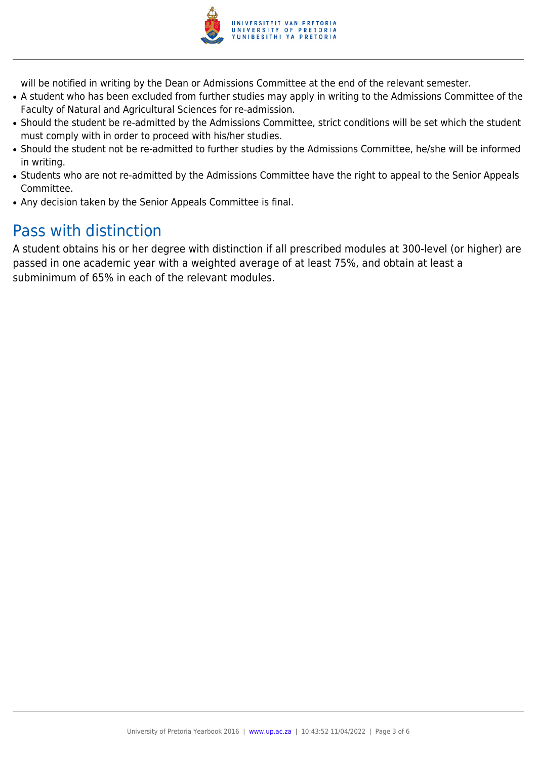will be notified in writing by the Dean or Admissions Committee at the end of the relevant semester.

- A student who has been excluded from further studies may apply in writing to the Admissions Committee of the Faculty of Natural and Agricultural Sciences for re-admission.
- Should the student be re-admitted by the Admissions Committee, strict conditions will be set which the student must comply with in order to proceed with his/her studies.
- Should the student not be re-admitted to further studies by the Admissions Committee, he/she will be informed in writing.
- Students who are not re-admitted by the Admissions Committee have the right to appeal to the Senior Appeals Committee.
- Any decision taken by the Senior Appeals Committee is final.

## Pass with distinction

A student obtains his or her degree with distinction if all prescribed modules at 300-level (or higher) are passed in one academic year with a weighted average of at least 75%, and obtain at least a subminimum of 65% in each of the relevant modules.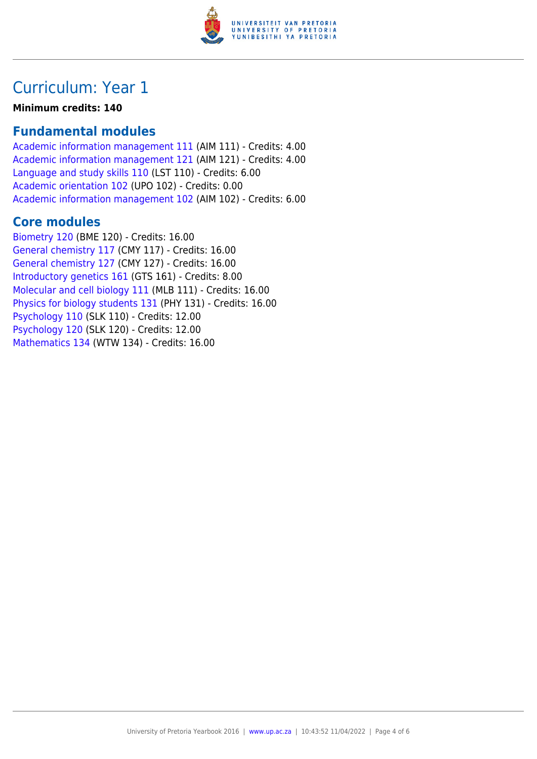# Curriculum: Year 1

**Minimum credits: 140**

## Fundamental modules

Academic information management 111 (AIM 111) - Credits: 4.00
Academic information management 121 (AIM 121) - Credits: 4.00
Language and study skills 110 (LST 110) - Credits: 6.00
Academic orientation 102 (UPO 102) - Credits: 0.00
Academic information management 102 (AIM 102) - Credits: 6.00

## Core modules

Biometry 120 (BME 120) - Credits: 16.00
General chemistry 117 (CMY 117) - Credits: 16.00
General chemistry 127 (CMY 127) - Credits: 16.00
Introductory genetics 161 (GTS 161) - Credits: 8.00
Molecular and cell biology 111 (MLB 111) - Credits: 16.00
Physics for biology students 131 (PHY 131) - Credits: 16.00
Psychology 110 (SLK 110) - Credits: 12.00
Psychology 120 (SLK 120) - Credits: 12.00
Mathematics 134 (WTW 134) - Credits: 16.00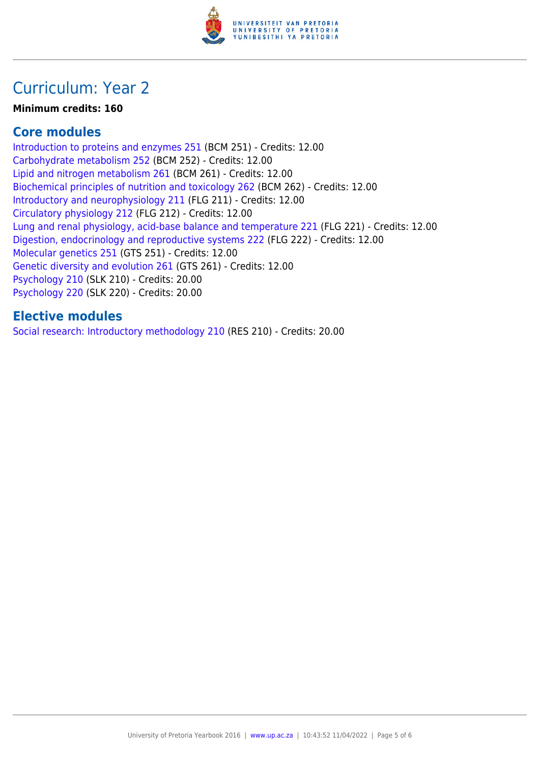# Curriculum: Year 2

**Minimum credits: 160**

## Core modules

Introduction to proteins and enzymes 251 (BCM 251) - Credits: 12.00
Carbohydrate metabolism 252 (BCM 252) - Credits: 12.00
Lipid and nitrogen metabolism 261 (BCM 261) - Credits: 12.00
Biochemical principles of nutrition and toxicology 262 (BCM 262) - Credits: 12.00
Introductory and neurophysiology 211 (FLG 211) - Credits: 12.00
Circulatory physiology 212 (FLG 212) - Credits: 12.00
Lung and renal physiology, acid-base balance and temperature 221 (FLG 221) - Credits: 12.00
Digestion, endocrinology and reproductive systems 222 (FLG 222) - Credits: 12.00
Molecular genetics 251 (GTS 251) - Credits: 12.00
Genetic diversity and evolution 261 (GTS 261) - Credits: 12.00
Psychology 210 (SLK 210) - Credits: 20.00
Psychology 220 (SLK 220) - Credits: 20.00

## Elective modules

Social research: Introductory methodology 210 (RES 210) - Credits: 20.00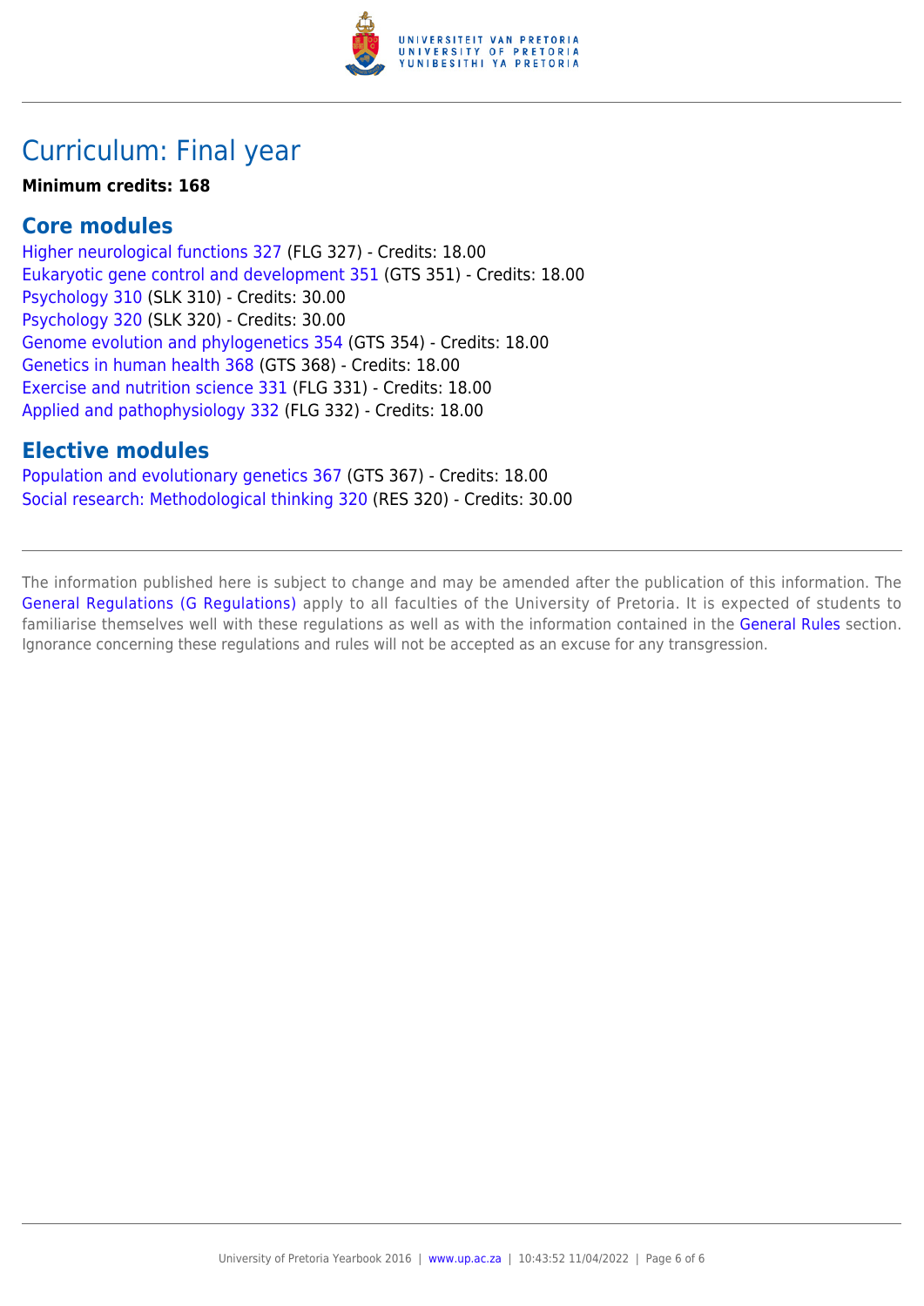# Curriculum: Final year

**Minimum credits: 168**

## Core modules

Higher neurological functions 327 (FLG 327) - Credits: 18.00
Eukaryotic gene control and development 351 (GTS 351) - Credits: 18.00
Psychology 310 (SLK 310) - Credits: 30.00
Psychology 320 (SLK 320) - Credits: 30.00
Genome evolution and phylogenetics 354 (GTS 354) - Credits: 18.00
Genetics in human health 368 (GTS 368) - Credits: 18.00
Exercise and nutrition science 331 (FLG 331) - Credits: 18.00
Applied and pathophysiology 332 (FLG 332) - Credits: 18.00

## Elective modules

Population and evolutionary genetics 367 (GTS 367) - Credits: 18.00
Social research: Methodological thinking 320 (RES 320) - Credits: 30.00

The information published here is subject to change and may be amended after the publication of this information. The General Regulations (G Regulations) apply to all faculties of the University of Pretoria. It is expected of students to familiarise themselves well with these regulations as well as with the information contained in the General Rules section. Ignorance concerning these regulations and rules will not be accepted as an excuse for any transgression.